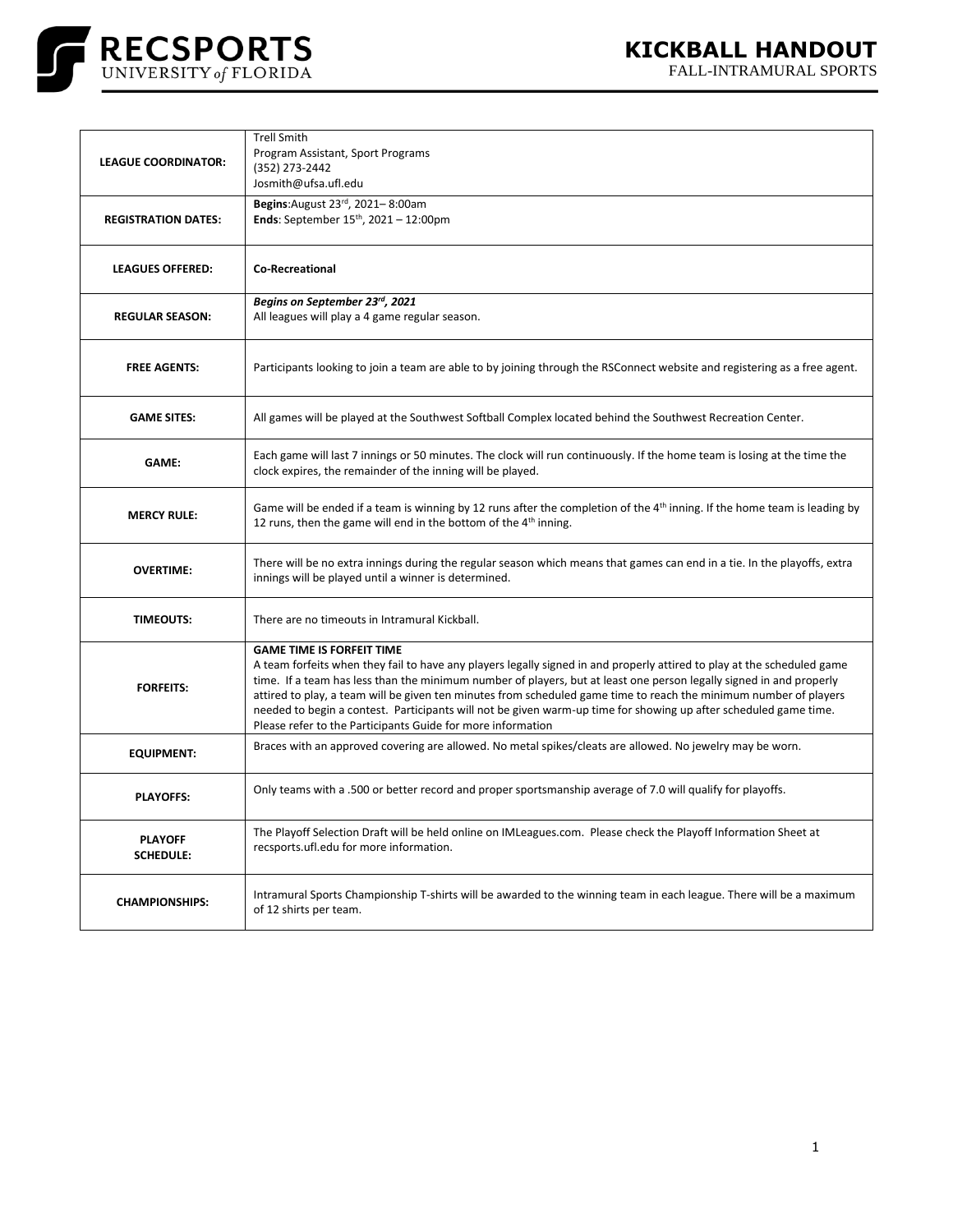# KICKBALL HANDOUT

FALL-INTRAMURAL SPORTS

| | |
|---|---|
| **LEAGUE COORDINATOR:** | Trell Smith<br>Program Assistant, Sport Programs<br>(352) 273-2442<br>Josmith@ufsa.ufl.edu |
| **REGISTRATION DATES:** | **Begins**:August 23rd, 2021– 8:00am<br>**Ends**: September 15th, 2021 – 12:00pm |
| **LEAGUES OFFERED:** | **Co-Recreational** |
| **REGULAR SEASON:** | ***Begins on September 23rd, 2021***<br>All leagues will play a 4 game regular season. |
| **FREE AGENTS:** | Participants looking to join a team are able to by joining through the RSConnect website and registering as a free agent. |
| **GAME SITES:** | All games will be played at the Southwest Softball Complex located behind the Southwest Recreation Center. |
| **GAME:** | Each game will last 7 innings or 50 minutes. The clock will run continuously. If the home team is losing at the time the clock expires, the remainder of the inning will be played. |
| **MERCY RULE:** | Game will be ended if a team is winning by 12 runs after the completion of the 4th inning. If the home team is leading by 12 runs, then the game will end in the bottom of the 4th inning. |
| **OVERTIME:** | There will be no extra innings during the regular season which means that games can end in a tie. In the playoffs, extra innings will be played until a winner is determined. |
| **TIMEOUTS:** | There are no timeouts in Intramural Kickball. |
| **FORFEITS:** | **GAME TIME IS FORFEIT TIME**<br>A team forfeits when they fail to have any players legally signed in and properly attired to play at the scheduled game time. If a team has less than the minimum number of players, but at least one person legally signed in and properly attired to play, a team will be given ten minutes from scheduled game time to reach the minimum number of players needed to begin a contest. Participants will not be given warm-up time for showing up after scheduled game time. Please refer to the Participants Guide for more information |
| **EQUIPMENT:** | Braces with an approved covering are allowed. No metal spikes/cleats are allowed. No jewelry may be worn. |
| **PLAYOFFS:** | Only teams with a .500 or better record and proper sportsmanship average of 7.0 will qualify for playoffs. |
| **PLAYOFF SCHEDULE:** | The Playoff Selection Draft will be held online on IMLeagues.com. Please check the Playoff Information Sheet at recsports.ufl.edu for more information. |
| **CHAMPIONSHIPS:** | Intramural Sports Championship T-shirts will be awarded to the winning team in each league. There will be a maximum of 12 shirts per team. |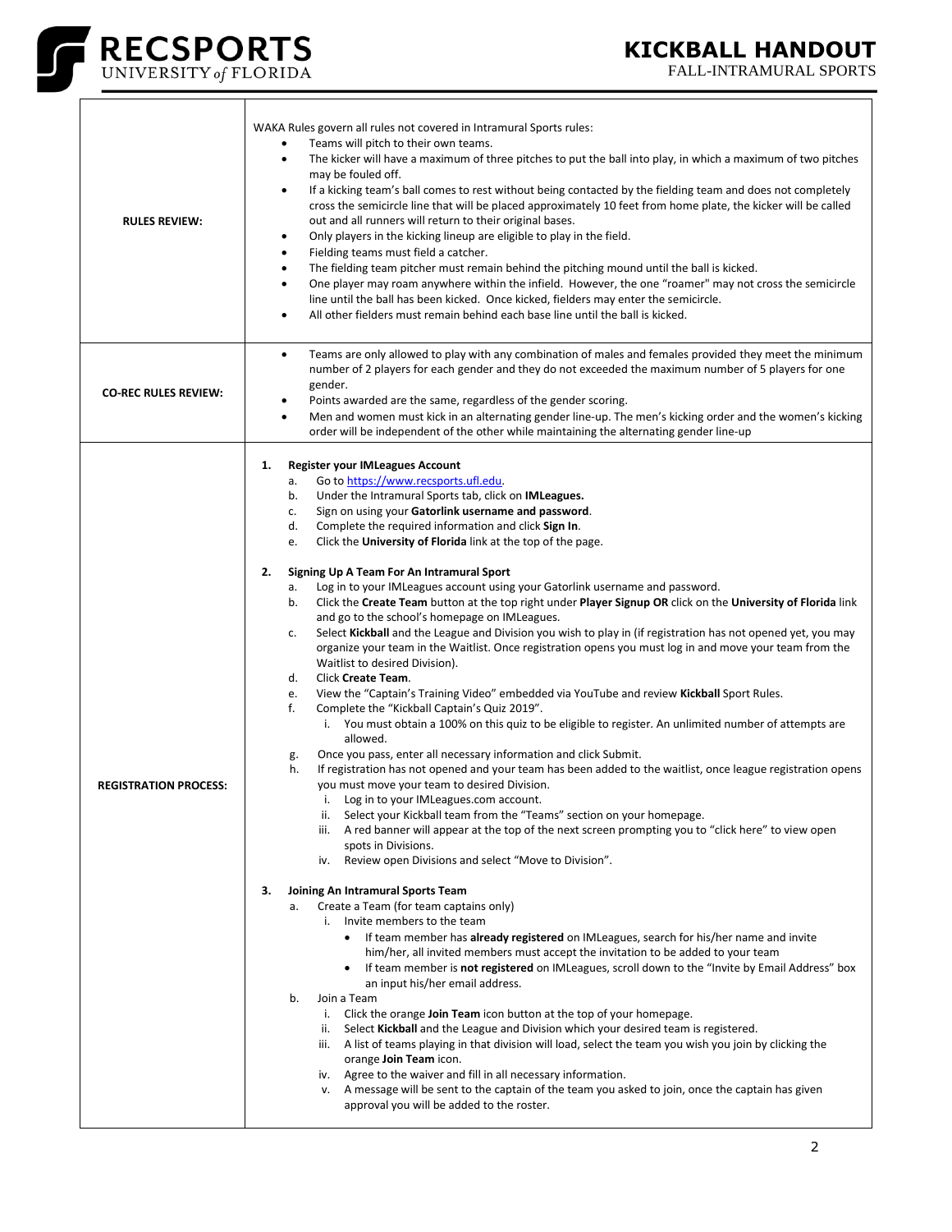# KICKBALL HANDOUT

FALL-INTRAMURAL SPORTS

**RULES REVIEW:**

WAKA Rules govern all rules not covered in Intramural Sports rules:

- Teams will pitch to their own teams.
- The kicker will have a maximum of three pitches to put the ball into play, in which a maximum of two pitches may be fouled off.
- If a kicking team's ball comes to rest without being contacted by the fielding team and does not completely cross the semicircle line that will be placed approximately 10 feet from home plate, the kicker will be called out and all runners will return to their original bases.
- Only players in the kicking lineup are eligible to play in the field.
- Fielding teams must field a catcher.
- The fielding team pitcher must remain behind the pitching mound until the ball is kicked.
- One player may roam anywhere within the infield. However, the one "roamer" may not cross the semicircle line until the ball has been kicked. Once kicked, fielders may enter the semicircle.
- All other fielders must remain behind each base line until the ball is kicked.

**CO-REC RULES REVIEW:**

- Teams are only allowed to play with any combination of males and females provided they meet the minimum number of 2 players for each gender and they do not exceeded the maximum number of 5 players for one gender.
- Points awarded are the same, regardless of the gender scoring.
- Men and women must kick in an alternating gender line-up. The men's kicking order and the women's kicking order will be independent of the other while maintaining the alternating gender line-up

**REGISTRATION PROCESS:**

1. **Register your IMLeagues Account**
   a. Go to https://www.recsports.ufl.edu.
   b. Under the Intramural Sports tab, click on **IMLeagues.**
   c. Sign on using your **Gatorlink username and password**.
   d. Complete the required information and click **Sign In**.
   e. Click the **University of Florida** link at the top of the page.

2. **Signing Up A Team For An Intramural Sport**
   a. Log in to your IMLeagues account using your Gatorlink username and password.
   b. Click the **Create Team** button at the top right under **Player Signup OR** click on the **University of Florida** link and go to the school's homepage on IMLeagues.
   c. Select **Kickball** and the League and Division you wish to play in (if registration has not opened yet, you may organize your team in the Waitlist. Once registration opens you must log in and move your team from the Waitlist to desired Division).
   d. Click **Create Team**.
   e. View the "Captain's Training Video" embedded via YouTube and review **Kickball** Sport Rules.
   f. Complete the "Kickball Captain's Quiz 2019".
      i. You must obtain a 100% on this quiz to be eligible to register. An unlimited number of attempts are allowed.
   g. Once you pass, enter all necessary information and click Submit.
   h. If registration has not opened and your team has been added to the waitlist, once league registration opens you must move your team to desired Division.
      i. Log in to your IMLeagues.com account.
      ii. Select your Kickball team from the "Teams" section on your homepage.
      iii. A red banner will appear at the top of the next screen prompting you to "click here" to view open spots in Divisions.
      iv. Review open Divisions and select "Move to Division".

3. **Joining An Intramural Sports Team**
   a. Create a Team (for team captains only)
      i. Invite members to the team
         - If team member has **already registered** on IMLeagues, search for his/her name and invite him/her, all invited members must accept the invitation to be added to your team
         - If team member is **not registered** on IMLeagues, scroll down to the "Invite by Email Address" box an input his/her email address.
   b. Join a Team
      i. Click the orange **Join Team** icon button at the top of your homepage.
      ii. Select **Kickball** and the League and Division which your desired team is registered.
      iii. A list of teams playing in that division will load, select the team you wish you join by clicking the orange **Join Team** icon.
      iv. Agree to the waiver and fill in all necessary information.
      v. A message will be sent to the captain of the team you asked to join, once the captain has given approval you will be added to the roster.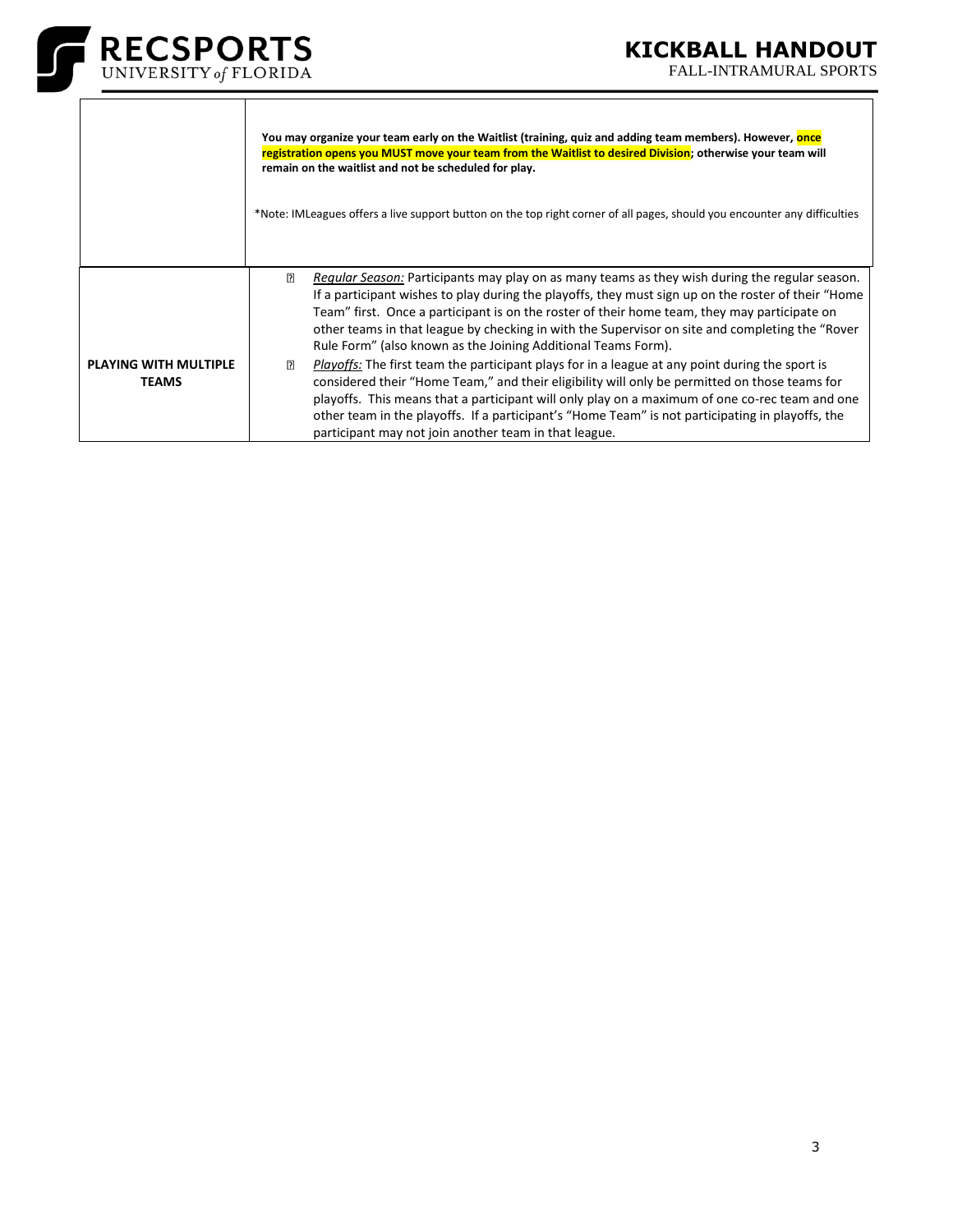| | |
|---|---|
| | **You may organize your team early on the Waitlist (training, quiz and adding team members). However, once registration opens you MUST move your team from the Waitlist to desired Division; otherwise your team will remain on the waitlist and not be scheduled for play.** <br><br> *Note: IMLeagues offers a live support button on the top right corner of all pages, should you encounter any difficulties |
| **PLAYING WITH MULTIPLE TEAMS** | • *Regular Season:* Participants may play on as many teams as they wish during the regular season. If a participant wishes to play during the playoffs, they must sign up on the roster of their "Home Team" first. Once a participant is on the roster of their home team, they may participate on other teams in that league by checking in with the Supervisor on site and completing the "Rover Rule Form" (also known as the Joining Additional Teams Form). <br> • *Playoffs:* The first team the participant plays for in a league at any point during the sport is considered their "Home Team," and their eligibility will only be permitted on those teams for playoffs. This means that a participant will only play on a maximum of one co-rec team and one other team in the playoffs. If a participant's "Home Team" is not participating in playoffs, the participant may not join another team in that league. |